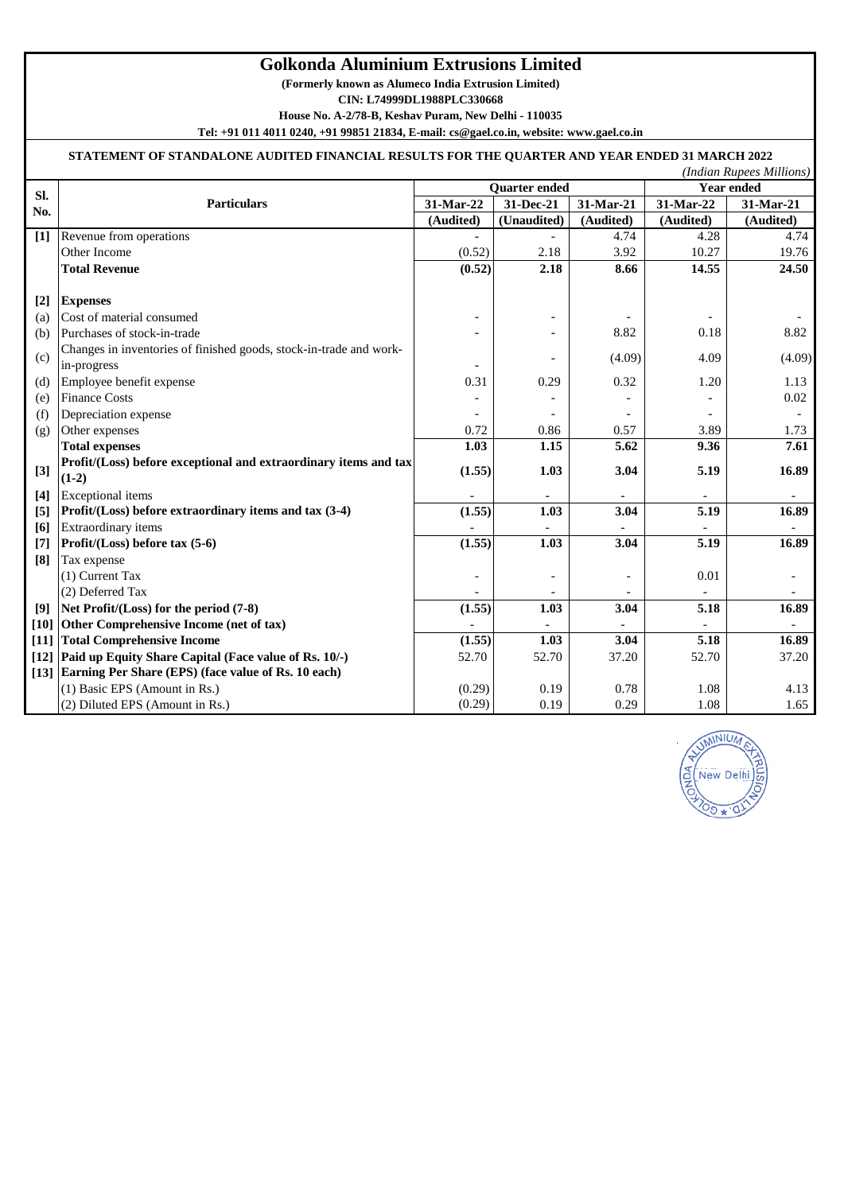# Golkonda Aluminium Extrusions Limited

**(Formerly known as Alumeco India Extrusion Limited)**

**CIN: L74999DL1988PLC330668**

**House No. A-2/78-B, Keshav Puram, New Delhi - 110035**

**Tel: +91 011 4011 0240, +91 99851 21834, E-mail: cs@gael.co.in, website: www.gael.co.in**

## STATEMENT OF STANDALONE AUDITED FINANCIAL RESULTS FOR THE QUARTER AND YEAR ENDED 31 MARCH 2022

*(Indian Rupees Millions)*

| Sl. No. | Particulars | Quarter ended | | | Year ended | |
|---|---|---|---|---|---|---|
| | | 31-Mar-22 | 31-Dec-21 | 31-Mar-21 | 31-Mar-22 | 31-Mar-21 |
| | | (Audited) | (Unaudited) | (Audited) | (Audited) | (Audited) |
| **[1]** | Revenue from operations | - | - | 4.74 | 4.28 | 4.74 |
| | Other Income | (0.52) | 2.18 | 3.92 | 10.27 | 19.76 |
| | **Total Revenue** | **(0.52)** | **2.18** | **8.66** | **14.55** | **24.50** |
| **[2]** | **Expenses** | | | | | |
| (a) | Cost of material consumed | - | - | - | - | - |
| (b) | Purchases of stock-in-trade | - | - | 8.82 | 0.18 | 8.82 |
| (c) | Changes in inventories of finished goods, stock-in-trade and work-in-progress | - | - | (4.09) | 4.09 | (4.09) |
| (d) | Employee benefit expense | 0.31 | 0.29 | 0.32 | 1.20 | 1.13 |
| (e) | Finance Costs | - | - | - | - | 0.02 |
| (f) | Depreciation expense | - | - | - | - | - |
| (g) | Other expenses | 0.72 | 0.86 | 0.57 | 3.89 | 1.73 |
| | **Total expenses** | **1.03** | **1.15** | **5.62** | **9.36** | **7.61** |
| **[3]** | **Profit/(Loss) before exceptional and extraordinary items and tax (1-2)** | **(1.55)** | **1.03** | **3.04** | **5.19** | **16.89** |
| **[4]** | Exceptional items | - | - | - | - | - |
| **[5]** | **Profit/(Loss) before extraordinary items and tax (3-4)** | **(1.55)** | **1.03** | **3.04** | **5.19** | **16.89** |
| **[6]** | Extraordinary items | - | - | - | - | - |
| **[7]** | **Profit/(Loss) before tax (5-6)** | **(1.55)** | **1.03** | **3.04** | **5.19** | **16.89** |
| **[8]** | Tax expense | | | | | |
| | (1) Current Tax | - | - | - | 0.01 | - |
| | (2) Deferred Tax | - | - | - | - | - |
| **[9]** | **Net Profit/(Loss) for the period (7-8)** | **(1.55)** | **1.03** | **3.04** | **5.18** | **16.89** |
| **[10]** | **Other Comprehensive Income (net of tax)** | - | - | - | - | - |
| **[11]** | **Total Comprehensive Income** | **(1.55)** | **1.03** | **3.04** | **5.18** | **16.89** |
| **[12]** | **Paid up Equity Share Capital (Face value of Rs. 10/-)** | 52.70 | 52.70 | 37.20 | 52.70 | 37.20 |
| **[13]** | **Earning Per Share (EPS) (face value of Rs. 10 each)** | | | | | |
| | (1) Basic EPS (Amount in Rs.) | (0.29) | 0.19 | 0.78 | 1.08 | 4.13 |
| | (2) Diluted EPS (Amount in Rs.) | (0.29) | 0.19 | 0.29 | 1.08 | 1.65 |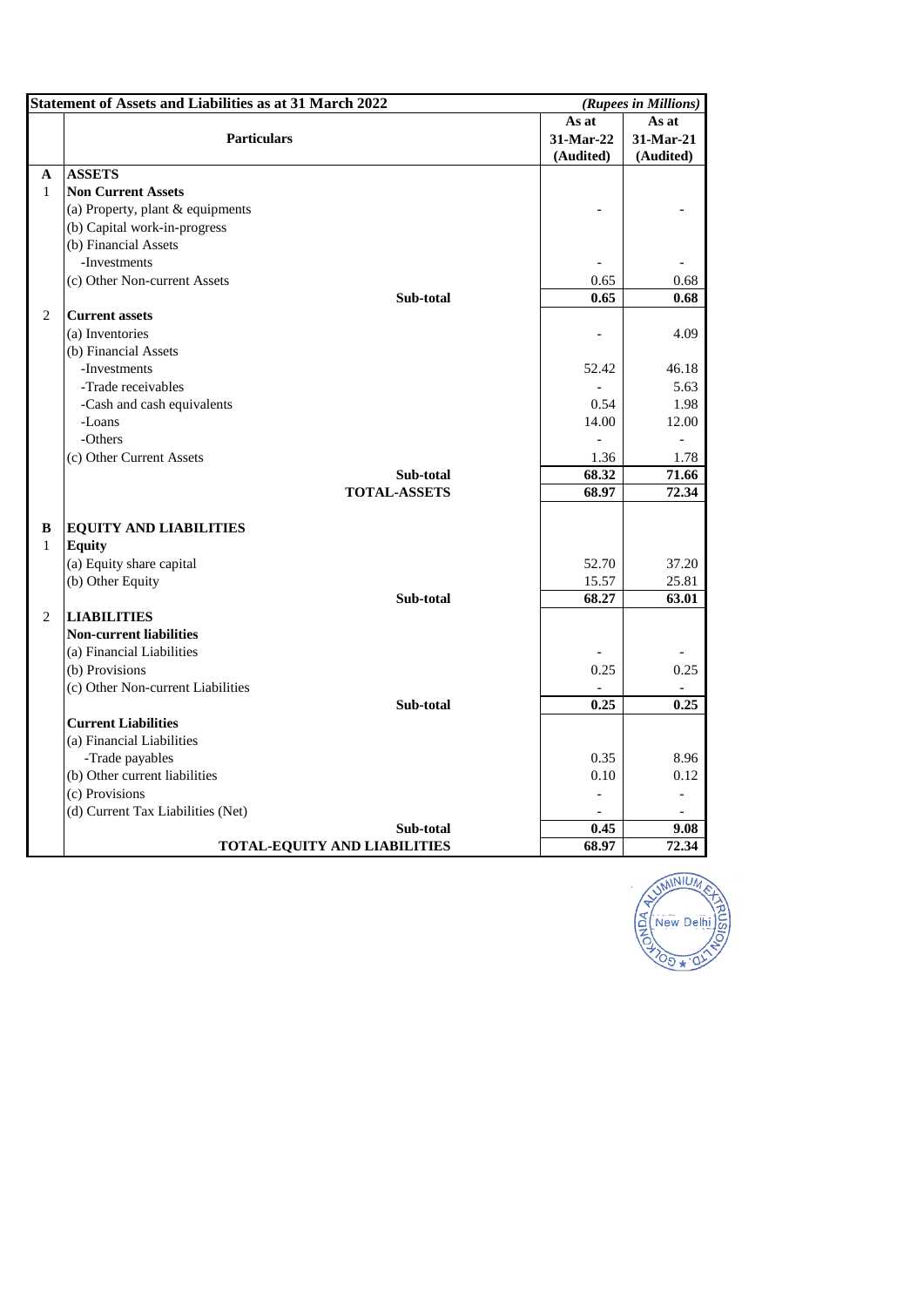| | **Statement of Assets and Liabilities as at 31 March 2022** | | *(Rupees in Millions)* |
|---|---|---|---|
| | **Particulars** | **As at 31-Mar-22 (Audited)** | **As at 31-Mar-21 (Audited)** |
| **A** | **ASSETS** | | |
| 1 | **Non Current Assets** | | |
| | (a) Property, plant & equipments | - | - |
| | (b) Capital work-in-progress | | |
| | (b) Financial Assets | | |
| | -Investments | - | - |
| | (c) Other Non-current Assets | 0.65 | 0.68 |
| | **Sub-total** | **0.65** | **0.68** |
| 2 | **Current assets** | | |
| | (a) Inventories | - | 4.09 |
| | (b) Financial Assets | | |
| | -Investments | 52.42 | 46.18 |
| | -Trade receivables | - | 5.63 |
| | -Cash and cash equivalents | 0.54 | 1.98 |
| | -Loans | 14.00 | 12.00 |
| | -Others | - | - |
| | (c) Other Current Assets | 1.36 | 1.78 |
| | **Sub-total** | **68.32** | **71.66** |
| | **TOTAL-ASSETS** | **68.97** | **72.34** |
| **B** | **EQUITY AND LIABILITIES** | | |
| 1 | **Equity** | | |
| | (a) Equity share capital | 52.70 | 37.20 |
| | (b) Other Equity | 15.57 | 25.81 |
| | **Sub-total** | **68.27** | **63.01** |
| 2 | **LIABILITIES** | | |
| | **Non-current liabilities** | | |
| | (a) Financial Liabilities | - | - |
| | (b) Provisions | 0.25 | 0.25 |
| | (c) Other Non-current Liabilities | - | - |
| | **Sub-total** | **0.25** | **0.25** |
| | **Current Liabilities** | | |
| | (a) Financial Liabilities | | |
| | -Trade payables | 0.35 | 8.96 |
| | (b) Other current liabilities | 0.10 | 0.12 |
| | (c) Provisions | - | - |
| | (d) Current Tax Liabilities (Net) | - | - |
| | **Sub-total** | **0.45** | **9.08** |
| | **TOTAL-EQUITY AND LIABILITIES** | **68.97** | **72.34** |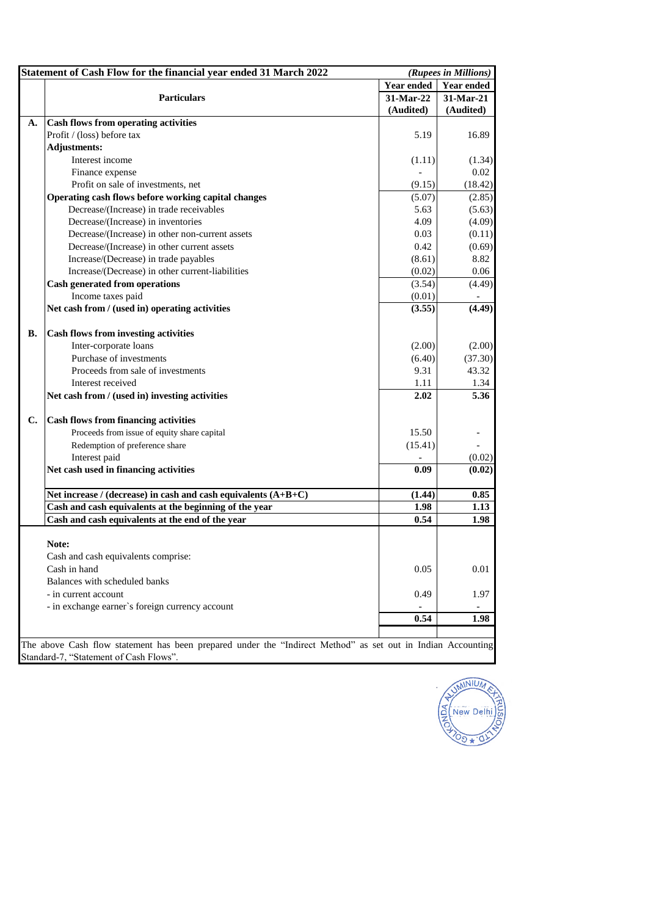| | Statement of Cash Flow for the financial year ended 31 March 2022 | | *(Rupees in Millions)* |
|---|---|---|---|
| | **Particulars** | **Year ended 31-Mar-22 (Audited)** | **Year ended 31-Mar-21 (Audited)** |
| **A.** | **Cash flows from operating activities** | | |
| | Profit / (loss) before tax | 5.19 | 16.89 |
| | **Adjustments:** | | |
| | Interest income | (1.11) | (1.34) |
| | Finance expense | - | 0.02 |
| | Profit on sale of investments, net | (9.15) | (18.42) |
| | **Operating cash flows before working capital changes** | (5.07) | (2.85) |
| | Decrease/(Increase) in trade receivables | 5.63 | (5.63) |
| | Decrease/(Increase) in inventories | 4.09 | (4.09) |
| | Decrease/(Increase) in other non-current assets | 0.03 | (0.11) |
| | Decrease/(Increase) in other current assets | 0.42 | (0.69) |
| | Increase/(Decrease) in trade payables | (8.61) | 8.82 |
| | Increase/(Decrease) in other current-liabilities | (0.02) | 0.06 |
| | **Cash generated from operations** | (3.54) | (4.49) |
| | Income taxes paid | (0.01) | - |
| | **Net cash from / (used in) operating activities** | **(3.55)** | **(4.49)** |
| **B.** | **Cash flows from investing activities** | | |
| | Inter-corporate loans | (2.00) | (2.00) |
| | Purchase of investments | (6.40) | (37.30) |
| | Proceeds from sale of investments | 9.31 | 43.32 |
| | Interest received | 1.11 | 1.34 |
| | **Net cash from / (used in) investing activities** | **2.02** | **5.36** |
| **C.** | **Cash flows from financing activities** | | |
| | Proceeds from issue of equity share capital | 15.50 | - |
| | Redemption of preference share | (15.41) | - |
| | Interest paid | - | (0.02) |
| | **Net cash used in financing activities** | **0.09** | **(0.02)** |
| | **Net increase / (decrease) in cash and cash equivalents (A+B+C)** | **(1.44)** | **0.85** |
| | **Cash and cash equivalents at the beginning of the year** | **1.98** | **1.13** |
| | **Cash and cash equivalents at the end of the year** | **0.54** | **1.98** |
| | **Note:** | | |
| | Cash and cash equivalents comprise: | | |
| | Cash in hand | 0.05 | 0.01 |
| | Balances with scheduled banks | | |
| | - in current account | 0.49 | 1.97 |
| | - in exchange earner`s foreign currency account | - | - |
| | | **0.54** | **1.98** |

The above Cash flow statement has been prepared under the "Indirect Method" as set out in Indian Accounting Standard-7, "Statement of Cash Flows".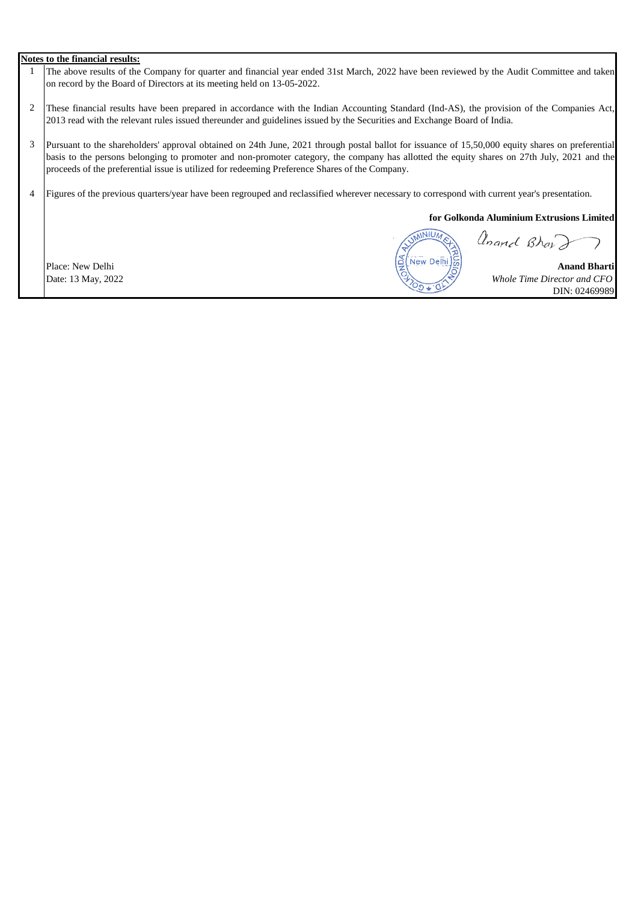**Notes to the financial results:**

1. The above results of the Company for quarter and financial year ended 31st March, 2022 have been reviewed by the Audit Committee and taken on record by the Board of Directors at its meeting held on 13-05-2022.

2. These financial results have been prepared in accordance with the Indian Accounting Standard (Ind-AS), the provision of the Companies Act, 2013 read with the relevant rules issued thereunder and guidelines issued by the Securities and Exchange Board of India.

3. Pursuant to the shareholders' approval obtained on 24th June, 2021 through postal ballot for issuance of 15,50,000 equity shares on preferential basis to the persons belonging to promoter and non-promoter category, the company has allotted the equity shares on 27th July, 2021 and the proceeds of the preferential issue is utilized for redeeming Preference Shares of the Company.

4. Figures of the previous quarters/year have been regrouped and reclassified wherever necessary to correspond with current year's presentation.

**for Golkonda Aluminium Extrusions Limited**

Place: New Delhi
Date: 13 May, 2022

**Anand Bharti**
*Whole Time Director and CFO*
DIN: 02469989